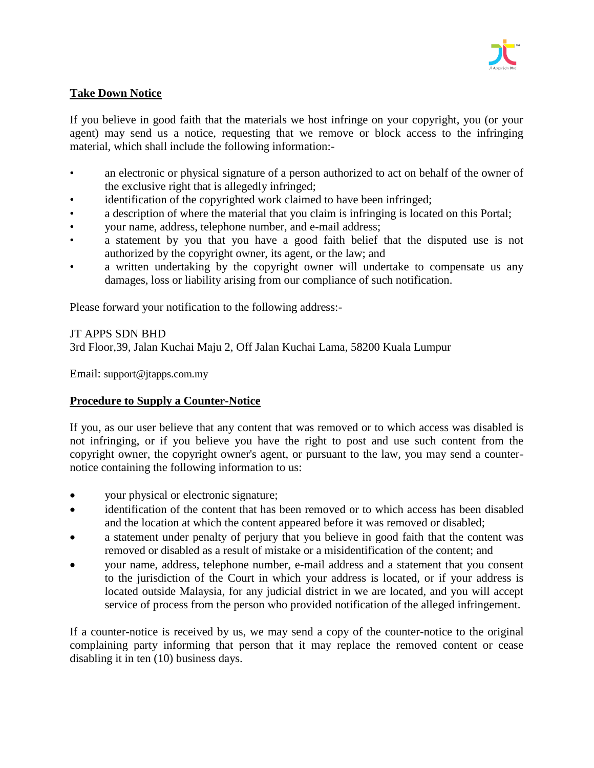## Take Down Notice

If you believe in good faith that the materials we host infringe on your copyright, you (or your agent) may send us a notice, requesting that we remove or block access to the infringing material, which shall include the following information:-

- an electronic or physical signature of a person authorized to act on behalf of the owner of the exclusive right that is allegedly infringed;
- identification of the copyrighted work claimed to have been infringed;
- a description of where the material that you claim is infringing is located on this Portal;
- your name, address, telephone number, and e-mail address;
- a statement by you that you have a good faith belief that the disputed use is not authorized by the copyright owner, its agent, or the law; and
- a written undertaking by the copyright owner will undertake to compensate us any damages, loss or liability arising from our compliance of such notification.

Please forward your notification to the following address:-

JT APPS SDN BHD
3rd Floor,39, Jalan Kuchai Maju 2, Off Jalan Kuchai Lama, 58200 Kuala Lumpur

Email: support@jtapps.com.my

## Procedure to Supply a Counter-Notice

If you, as our user believe that any content that was removed or to which access was disabled is not infringing, or if you believe you have the right to post and use such content from the copyright owner, the copyright owner's agent, or pursuant to the law, you may send a counter-notice containing the following information to us:

- your physical or electronic signature;
- identification of the content that has been removed or to which access has been disabled and the location at which the content appeared before it was removed or disabled;
- a statement under penalty of perjury that you believe in good faith that the content was removed or disabled as a result of mistake or a misidentification of the content; and
- your name, address, telephone number, e-mail address and a statement that you consent to the jurisdiction of the Court in which your address is located, or if your address is located outside Malaysia, for any judicial district in we are located, and you will accept service of process from the person who provided notification of the alleged infringement.

If a counter-notice is received by us, we may send a copy of the counter-notice to the original complaining party informing that person that it may replace the removed content or cease disabling it in ten (10) business days.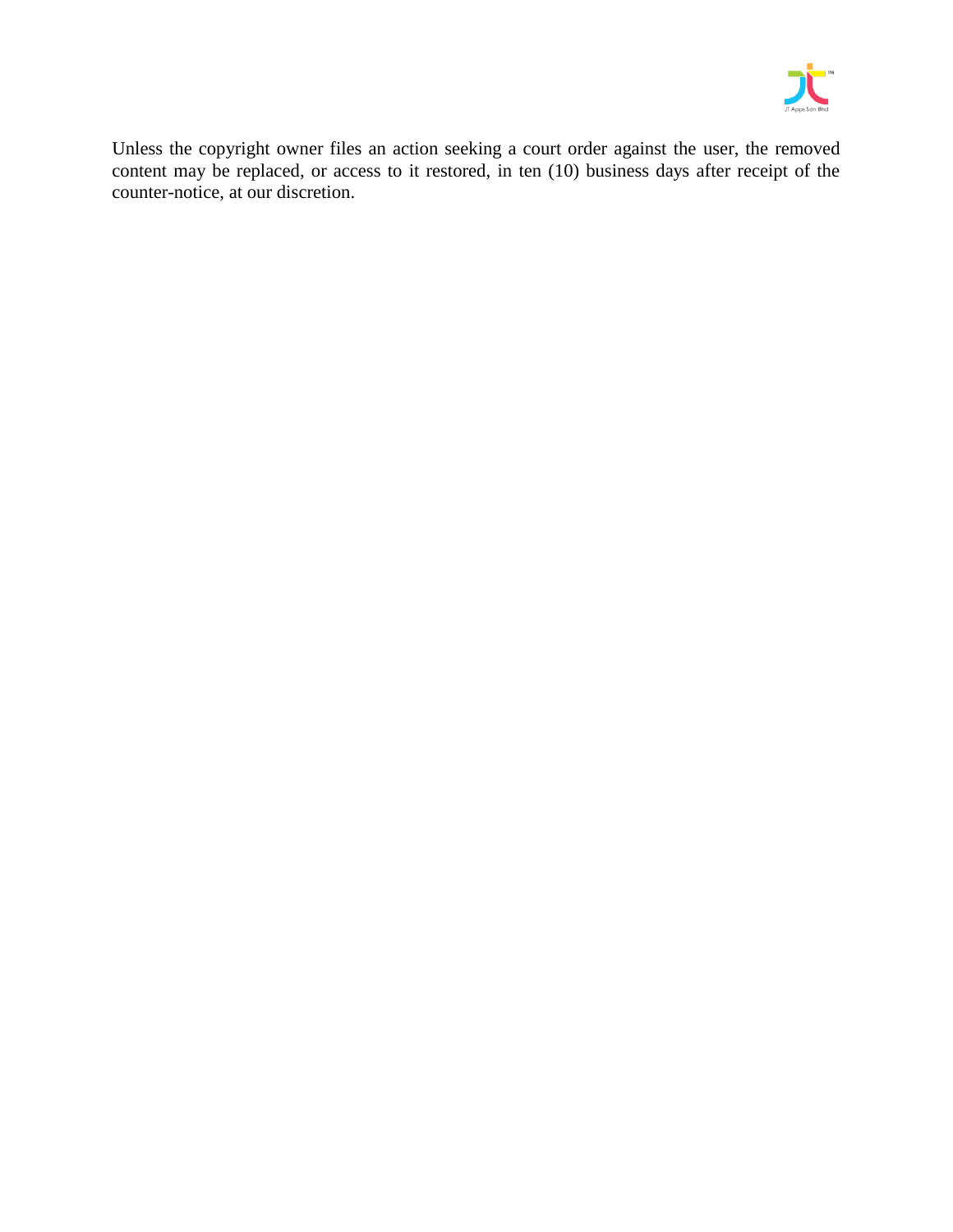Unless the copyright owner files an action seeking a court order against the user, the removed content may be replaced, or access to it restored, in ten (10) business days after receipt of the counter-notice, at our discretion.